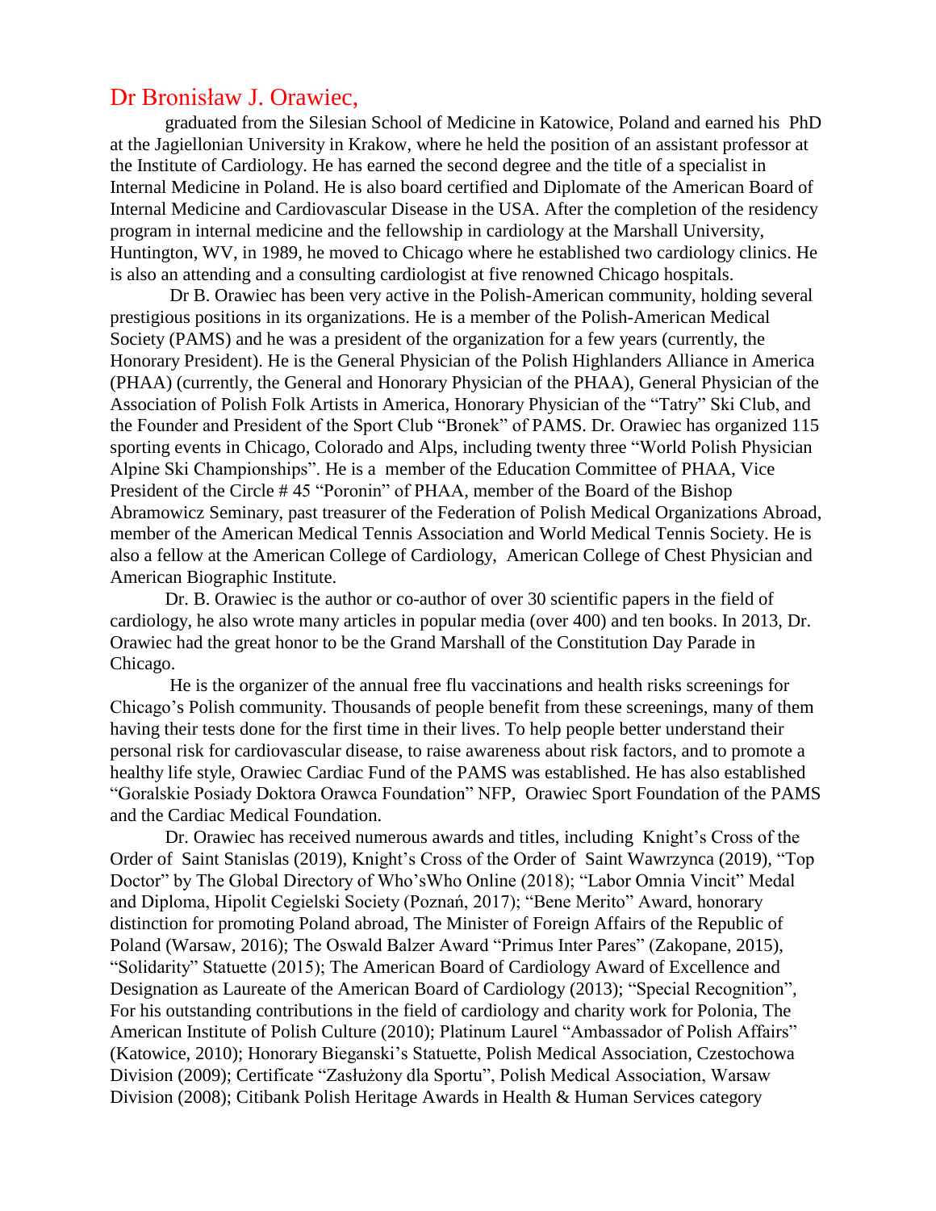# Dr Bronisław J. Orawiec,

graduated from the Silesian School of Medicine in Katowice, Poland and earned his PhD at the Jagiellonian University in Krakow, where he held the position of an assistant professor at the Institute of Cardiology. He has earned the second degree and the title of a specialist in Internal Medicine in Poland. He is also board certified and Diplomate of the American Board of Internal Medicine and Cardiovascular Disease in the USA. After the completion of the residency program in internal medicine and the fellowship in cardiology at the Marshall University, Huntington, WV, in 1989, he moved to Chicago where he established two cardiology clinics. He is also an attending and a consulting cardiologist at five renowned Chicago hospitals.

Dr B. Orawiec has been very active in the Polish-American community, holding several prestigious positions in its organizations. He is a member of the Polish-American Medical Society (PAMS) and he was a president of the organization for a few years (currently, the Honorary President). He is the General Physician of the Polish Highlanders Alliance in America (PHAA) (currently, the General and Honorary Physician of the PHAA), General Physician of the Association of Polish Folk Artists in America, Honorary Physician of the "Tatry" Ski Club, and the Founder and President of the Sport Club "Bronek" of PAMS. Dr. Orawiec has organized 115 sporting events in Chicago, Colorado and Alps, including twenty three "World Polish Physician Alpine Ski Championships". He is a member of the Education Committee of PHAA, Vice President of the Circle # 45 "Poronin" of PHAA, member of the Board of the Bishop Abramowicz Seminary, past treasurer of the Federation of Polish Medical Organizations Abroad, member of the American Medical Tennis Association and World Medical Tennis Society. He is also a fellow at the American College of Cardiology, American College of Chest Physician and American Biographic Institute.

Dr. B. Orawiec is the author or co-author of over 30 scientific papers in the field of cardiology, he also wrote many articles in popular media (over 400) and ten books. In 2013, Dr. Orawiec had the great honor to be the Grand Marshall of the Constitution Day Parade in Chicago.

He is the organizer of the annual free flu vaccinations and health risks screenings for Chicago's Polish community. Thousands of people benefit from these screenings, many of them having their tests done for the first time in their lives. To help people better understand their personal risk for cardiovascular disease, to raise awareness about risk factors, and to promote a healthy life style, Orawiec Cardiac Fund of the PAMS was established. He has also established "Goralskie Posiady Doktora Orawca Foundation" NFP, Orawiec Sport Foundation of the PAMS and the Cardiac Medical Foundation.

Dr. Orawiec has received numerous awards and titles, including Knight's Cross of the Order of Saint Stanislas (2019), Knight's Cross of the Order of Saint Wawrzynca (2019), "Top Doctor" by The Global Directory of Who'sWho Online (2018); "Labor Omnia Vincit" Medal and Diploma, Hipolit Cegielski Society (Poznań, 2017); "Bene Merito" Award, honorary distinction for promoting Poland abroad, The Minister of Foreign Affairs of the Republic of Poland (Warsaw, 2016); The Oswald Balzer Award "Primus Inter Pares" (Zakopane, 2015), "Solidarity" Statuette (2015); The American Board of Cardiology Award of Excellence and Designation as Laureate of the American Board of Cardiology (2013); "Special Recognition", For his outstanding contributions in the field of cardiology and charity work for Polonia, The American Institute of Polish Culture (2010); Platinum Laurel "Ambassador of Polish Affairs" (Katowice, 2010); Honorary Bieganski's Statuette, Polish Medical Association, Czestochowa Division (2009); Certificate "Zasłużony dla Sportu", Polish Medical Association, Warsaw Division (2008); Citibank Polish Heritage Awards in Health & Human Services category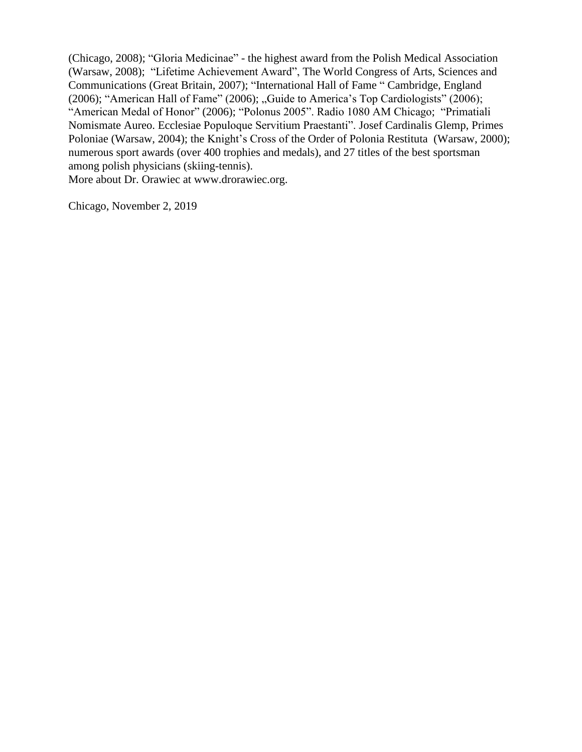(Chicago, 2008); “Gloria Medicinae” - the highest award from the Polish Medical Association (Warsaw, 2008); “Lifetime Achievement Award”, The World Congress of Arts, Sciences and Communications (Great Britain, 2007); “International Hall of Fame “ Cambridge, England (2006); “American Hall of Fame” (2006); „Guide to America’s Top Cardiologists” (2006); “American Medal of Honor” (2006); “Polonus 2005”. Radio 1080 AM Chicago; “Primatiali Nomismate Aureo. Ecclesiae Populoque Servitium Praestanti”. Josef Cardinalis Glemp, Primes Poloniae (Warsaw, 2004); the Knight’s Cross of the Order of Polonia Restituta (Warsaw, 2000); numerous sport awards (over 400 trophies and medals), and 27 titles of the best sportsman among polish physicians (skiing-tennis).
More about Dr. Orawiec at www.drorawiec.org.

Chicago, November 2, 2019